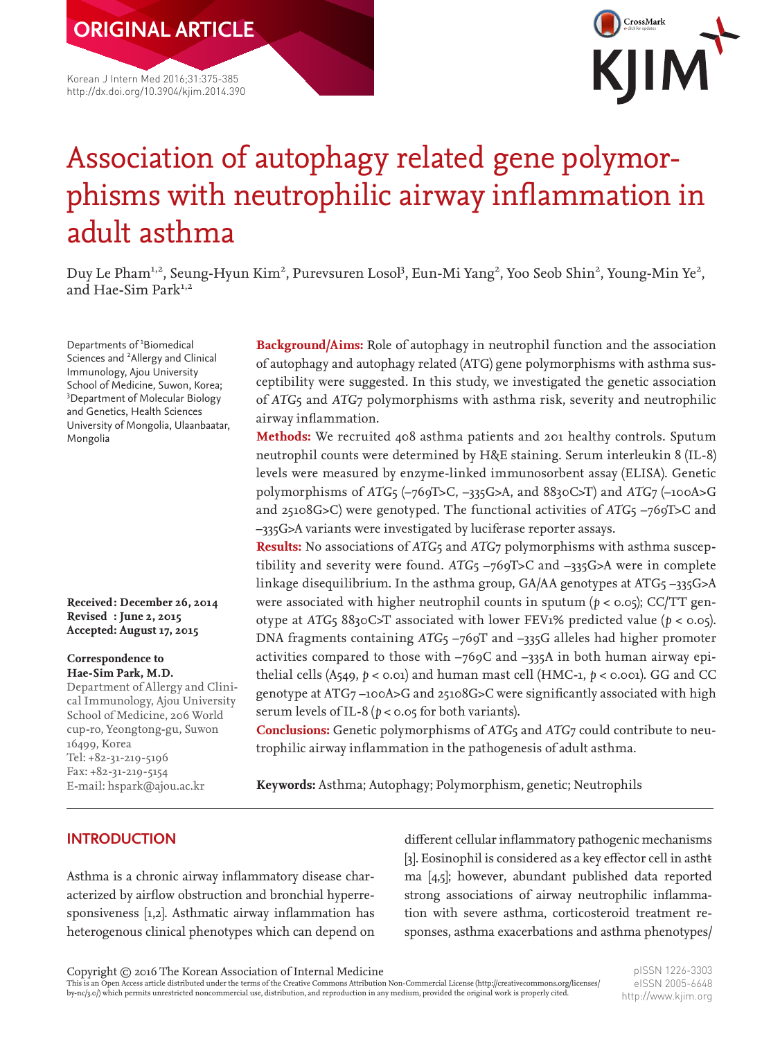ORIGINAL ARTICLE

# Association of autophagy related gene polymorphisms with neutrophilic airway inflammation in adult asthma

Duy Le Pham[1,2], Seung-Hyun Kim[2], Purevsuren Losol[3], Eun-Mi Yang[2], Yoo Seob Shin[2], Young-Min Ye[2], and Hae-Sim Park[1,2]

Departments of [1]Biomedical Sciences and [2]Allergy and Clinical Immunology, Ajou University School of Medicine, Suwon, Korea; [3]Department of Molecular Biology and Genetics, Health Sciences University of Mongolia, Ulaanbaatar, Mongolia

**Received: December 26, 2014**
**Revised : June 2, 2015**
**Accepted: August 17, 2015**

**Correspondence to**
**Hae-Sim Park, M.D.**
Department of Allergy and Clinical Immunology, Ajou University School of Medicine, 206 World cup-ro, Yeongtong-gu, Suwon 16499, Korea
Tel: +82-31-219-5196
Fax: +82-31-219-5154
E-mail: hspark@ajou.ac.kr

**Background/Aims:** Role of autophagy in neutrophil function and the association of autophagy and autophagy related (ATG) gene polymorphisms with asthma susceptibility were suggested. In this study, we investigated the genetic association of *ATG5* and *ATG7* polymorphisms with asthma risk, severity and neutrophilic airway inflammation.

**Methods:** We recruited 408 asthma patients and 201 healthy controls. Sputum neutrophil counts were determined by H&E staining. Serum interleukin 8 (IL-8) levels were measured by enzyme-linked immunosorbent assay (ELISA). Genetic polymorphisms of *ATG5* (–769T>C, –335G>A, and 8830C>T) and *ATG7* (–100A>G and 25108G>C) were genotyped. The functional activities of *ATG5* –769T>C and –335G>A variants were investigated by luciferase reporter assays.

**Results:** No associations of *ATG5* and *ATG7* polymorphisms with asthma susceptibility and severity were found. *ATG5* –769T>C and –335G>A were in complete linkage disequilibrium. In the asthma group, GA/AA genotypes at ATG5 –335G>A were associated with higher neutrophil counts in sputum ($p < 0.05$); CC/TT genotype at *ATG5* 8830C>T associated with lower FEV1% predicted value ($p < 0.05$). DNA fragments containing *ATG5* –769T and –335G alleles had higher promoter activities compared to those with –769C and –335A in both human airway epithelial cells (A549, $p < 0.01$) and human mast cell (HMC-1, $p < 0.001$). GG and CC genotype at ATG7 –100A>G and 25108G>C were significantly associated with high serum levels of IL-8 ($p < 0.05$ for both variants).

**Conclusions:** Genetic polymorphisms of *ATG5* and *ATG7* could contribute to neutrophilic airway inflammation in the pathogenesis of adult asthma.

**Keywords:** Asthma; Autophagy; Polymorphism, genetic; Neutrophils

## INTRODUCTION

Asthma is a chronic airway inflammatory disease characterized by airflow obstruction and bronchial hyperresponsiveness [1,2]. Asthmatic airway inflammation has heterogenous clinical phenotypes which can depend on different cellular inflammatory pathogenic mechanisms [3]. Eosinophil is considered as a key effector cell in asthma [4,5]; however, abundant published data reported strong associations of airway neutrophilic inflammation with severe asthma, corticosteroid treatment responses, asthma exacerbations and asthma phenotypes/

Copyright © 2016 The Korean Association of Internal Medicine
This is an Open Access article distributed under the terms of the Creative Commons Attribution Non-Commercial License (http://creativecommons.org/licenses/by-nc/3.0/) which permits unrestricted noncommercial use, distribution, and reproduction in any medium, provided the original work is properly cited.

pISSN 1226-3303
eISSN 2005-6648
http://www.kjim.org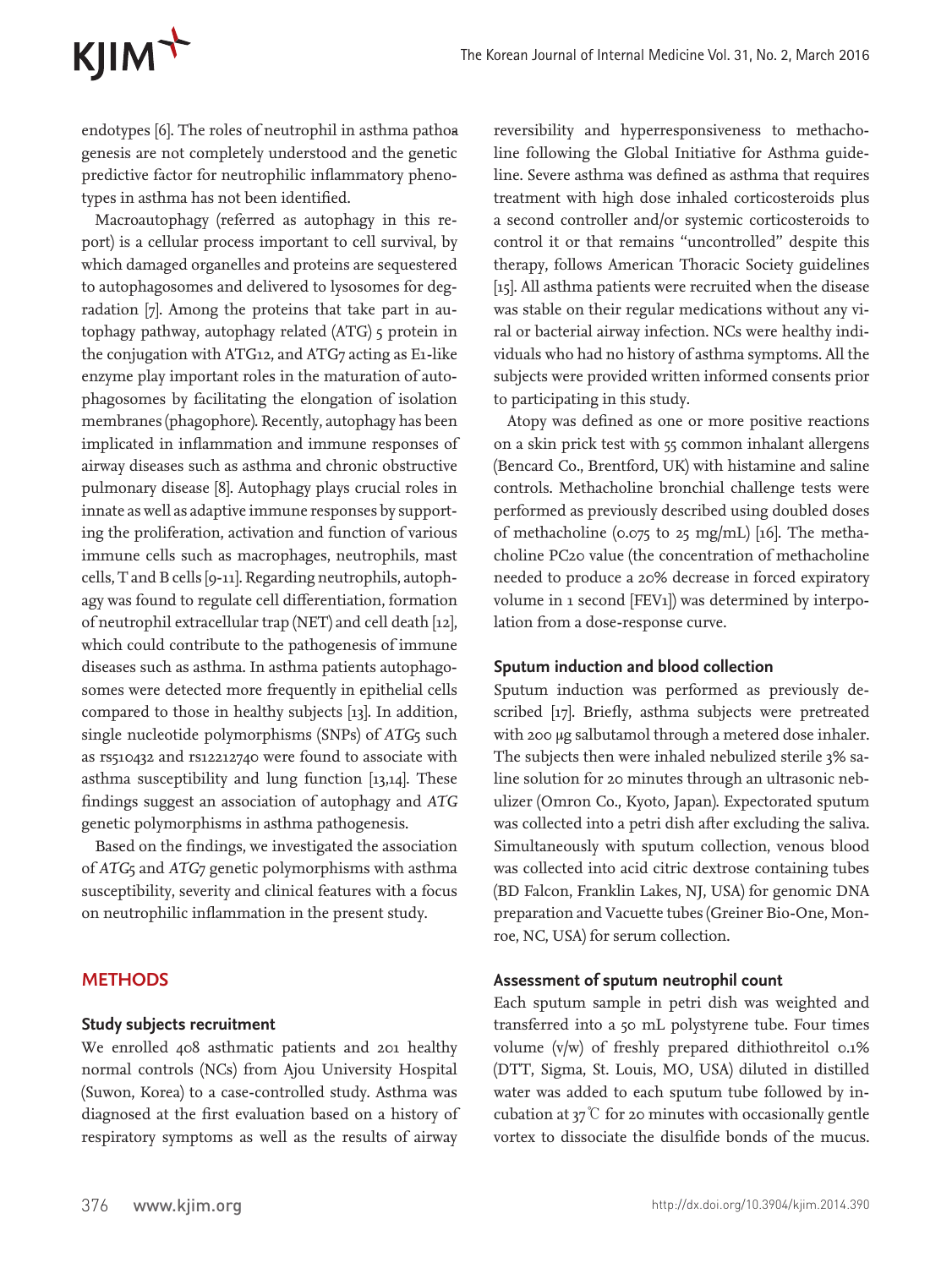endotypes [6]. The roles of neutrophil in asthma pathoa genesis are not completely understood and the genetic predictive factor for neutrophilic inflammatory phenotypes in asthma has not been identified.

Macroautophagy (referred as autophagy in this report) is a cellular process important to cell survival, by which damaged organelles and proteins are sequestered to autophagosomes and delivered to lysosomes for degradation [7]. Among the proteins that take part in autophagy pathway, autophagy related (ATG) 5 protein in the conjugation with ATG12, and ATG7 acting as E1-like enzyme play important roles in the maturation of autophagosomes by facilitating the elongation of isolation membranes (phagophore). Recently, autophagy has been implicated in inflammation and immune responses of airway diseases such as asthma and chronic obstructive pulmonary disease [8]. Autophagy plays crucial roles in innate as well as adaptive immune responses by supporting the proliferation, activation and function of various immune cells such as macrophages, neutrophils, mast cells, T and B cells [9-11]. Regarding neutrophils, autophagy was found to regulate cell differentiation, formation of neutrophil extracellular trap (NET) and cell death [12], which could contribute to the pathogenesis of immune diseases such as asthma. In asthma patients autophagosomes were detected more frequently in epithelial cells compared to those in healthy subjects [13]. In addition, single nucleotide polymorphisms (SNPs) of *ATG5* such as rs510432 and rs12212740 were found to associate with asthma susceptibility and lung function [13,14]. These findings suggest an association of autophagy and *ATG* genetic polymorphisms in asthma pathogenesis.

Based on the findings, we investigated the association of *ATG5* and *ATG7* genetic polymorphisms with asthma susceptibility, severity and clinical features with a focus on neutrophilic inflammation in the present study.

## METHODS

### Study subjects recruitment

We enrolled 408 asthmatic patients and 201 healthy normal controls (NCs) from Ajou University Hospital (Suwon, Korea) to a case-controlled study. Asthma was diagnosed at the first evaluation based on a history of respiratory symptoms as well as the results of airway reversibility and hyperresponsiveness to methacholine following the Global Initiative for Asthma guideline. Severe asthma was defined as asthma that requires treatment with high dose inhaled corticosteroids plus a second controller and/or systemic corticosteroids to control it or that remains "uncontrolled" despite this therapy, follows American Thoracic Society guidelines [15]. All asthma patients were recruited when the disease was stable on their regular medications without any viral or bacterial airway infection. NCs were healthy individuals who had no history of asthma symptoms. All the subjects were provided written informed consents prior to participating in this study.

Atopy was defined as one or more positive reactions on a skin prick test with 55 common inhalant allergens (Bencard Co., Brentford, UK) with histamine and saline controls. Methacholine bronchial challenge tests were performed as previously described using doubled doses of methacholine (0.075 to 25 mg/mL) [16]. The methacholine $PC_{20}$ value (the concentration of methacholine needed to produce a 20% decrease in forced expiratory volume in 1 second [$FEV_1$]) was determined by interpolation from a dose-response curve.

### Sputum induction and blood collection

Sputum induction was performed as previously described [17]. Briefly, asthma subjects were pretreated with 200 μg salbutamol through a metered dose inhaler. The subjects then were inhaled nebulized sterile 3% saline solution for 20 minutes through an ultrasonic nebulizer (Omron Co., Kyoto, Japan). Expectorated sputum was collected into a petri dish after excluding the saliva. Simultaneously with sputum collection, venous blood was collected into acid citric dextrose containing tubes (BD Falcon, Franklin Lakes, NJ, USA) for genomic DNA preparation and Vacuette tubes (Greiner Bio-One, Monroe, NC, USA) for serum collection.

### Assessment of sputum neutrophil count

Each sputum sample in petri dish was weighted and transferred into a 50 mL polystyrene tube. Four times volume (v/w) of freshly prepared dithiothreitol 0.1% (DTT, Sigma, St. Louis, MO, USA) diluted in distilled water was added to each sputum tube followed by incubation at 37℃ for 20 minutes with occasionally gentle vortex to dissociate the disulfide bonds of the mucus.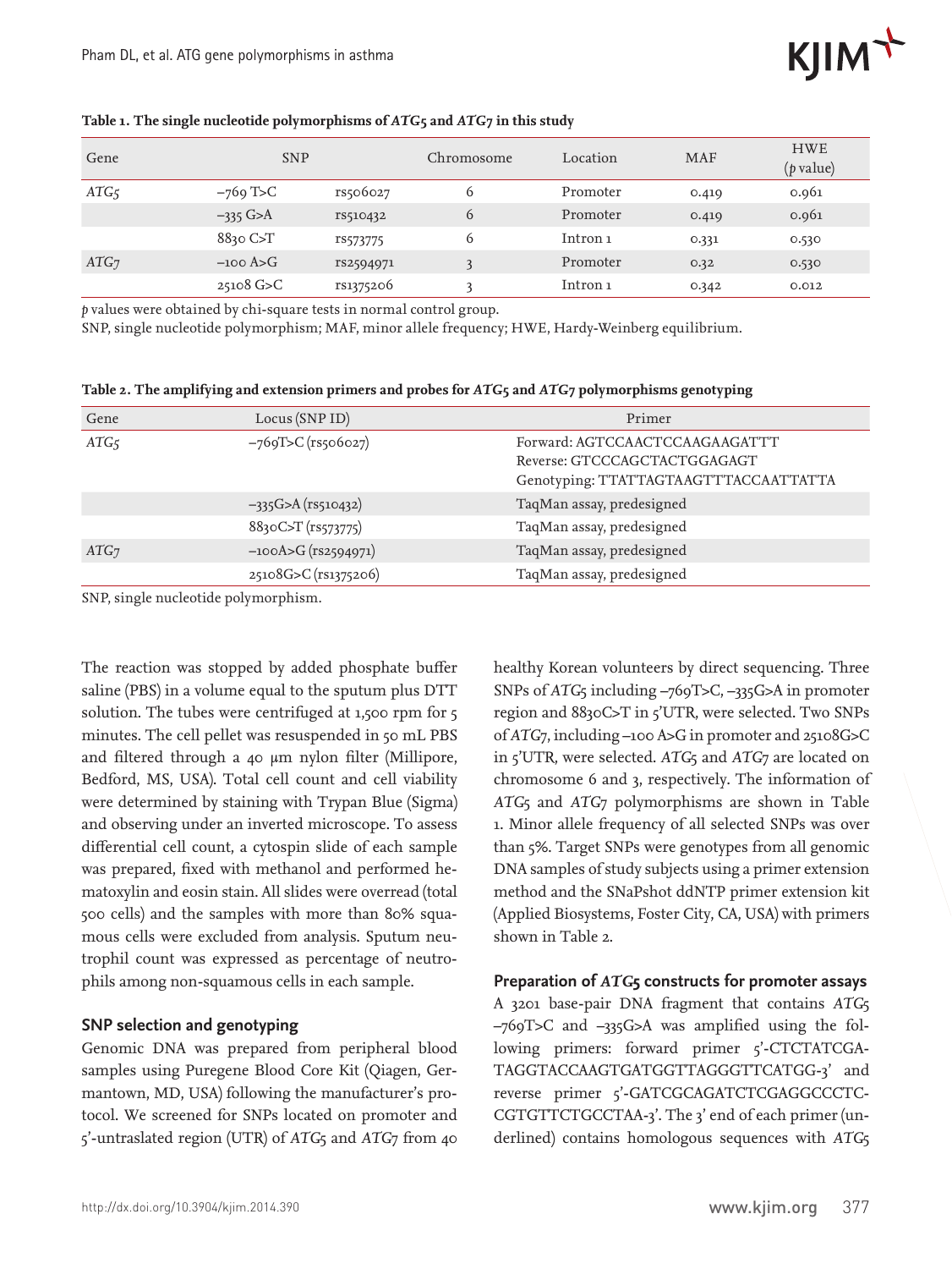**Table 1. The single nucleotide polymorphisms of *ATG5* and *ATG7* in this study**

| Gene | SNP | | Chromosome | Location | MAF | HWE (*p* value) |
|---|---|---|---|---|---|---|
| *ATG5* | –769 T>C | rs506027 | 6 | Promoter | 0.419 | 0.961 |
| | –335 G>A | rs510432 | 6 | Promoter | 0.419 | 0.961 |
| | 8830 C>T | rs573775 | 6 | Intron 1 | 0.331 | 0.530 |
| *ATG7* | –100 A>G | rs2594971 | 3 | Promoter | 0.32 | 0.530 |
| | 25108 G>C | rs1375206 | 3 | Intron 1 | 0.342 | 0.012 |

*p* values were obtained by chi-square tests in normal control group.
SNP, single nucleotide polymorphism; MAF, minor allele frequency; HWE, Hardy-Weinberg equilibrium.

**Table 2. The amplifying and extension primers and probes for *ATG5* and *ATG7* polymorphisms genotyping**

| Gene | Locus (SNP ID) | Primer |
|---|---|---|
| *ATG5* | –769T>C (rs506027) | Forward: AGTCCAACTCCAAGAAGATTT<br>Reverse: GTCCCAGCTACTGGAGAGT<br>Genotyping: TTATTAGTAAGTTTACCAATTATTA |
| | –335G>A (rs510432) | TaqMan assay, predesigned |
| | 8830C>T (rs573775) | TaqMan assay, predesigned |
| *ATG7* | –100A>G (rs2594971) | TaqMan assay, predesigned |
| | 25108G>C (rs1375206) | TaqMan assay, predesigned |

SNP, single nucleotide polymorphism.

The reaction was stopped by added phosphate buffer saline (PBS) in a volume equal to the sputum plus DTT solution. The tubes were centrifuged at 1,500 rpm for 5 minutes. The cell pellet was resuspended in 50 mL PBS and filtered through a 40 μm nylon filter (Millipore, Bedford, MS, USA). Total cell count and cell viability were determined by staining with Trypan Blue (Sigma) and observing under an inverted microscope. To assess differential cell count, a cytospin slide of each sample was prepared, fixed with methanol and performed hematoxylin and eosin stain. All slides were overread (total 500 cells) and the samples with more than 80% squamous cells were excluded from analysis. Sputum neutrophil count was expressed as percentage of neutrophils among non-squamous cells in each sample.

### SNP selection and genotyping

Genomic DNA was prepared from peripheral blood samples using Puregene Blood Core Kit (Qiagen, Germantown, MD, USA) following the manufacturer's protocol. We screened for SNPs located on promoter and 5'-untraslated region (UTR) of *ATG5* and *ATG7* from 40 healthy Korean volunteers by direct sequencing. Three SNPs of *ATG5* including –769T>C, –335G>A in promoter region and 8830C>T in 5'UTR, were selected. Two SNPs of *ATG7*, including –100 A>G in promoter and 25108G>C in 5'UTR, were selected. *ATG5* and *ATG7* are located on chromosome 6 and 3, respectively. The information of *ATG5* and *ATG7* polymorphisms are shown in Table 1. Minor allele frequency of all selected SNPs was over than 5%. Target SNPs were genotypes from all genomic DNA samples of study subjects using a primer extension method and the SNaPshot ddNTP primer extension kit (Applied Biosystems, Foster City, CA, USA) with primers shown in Table 2.

### Preparation of *ATG5* constructs for promoter assays

A 3201 base-pair DNA fragment that contains *ATG5* –769T>C and –335G>A was amplified using the following primers: forward primer 5'-CTCTATCGA-TAGGTACCAAGTGATGGTTAGGGTTCATGG-3' and reverse primer 5'-GATCGCAGATCTCGAGGCCCTC-CGTGTTCTGCCTAA-3'. The 3' end of each primer (underlined) contains homologous sequences with *ATG5*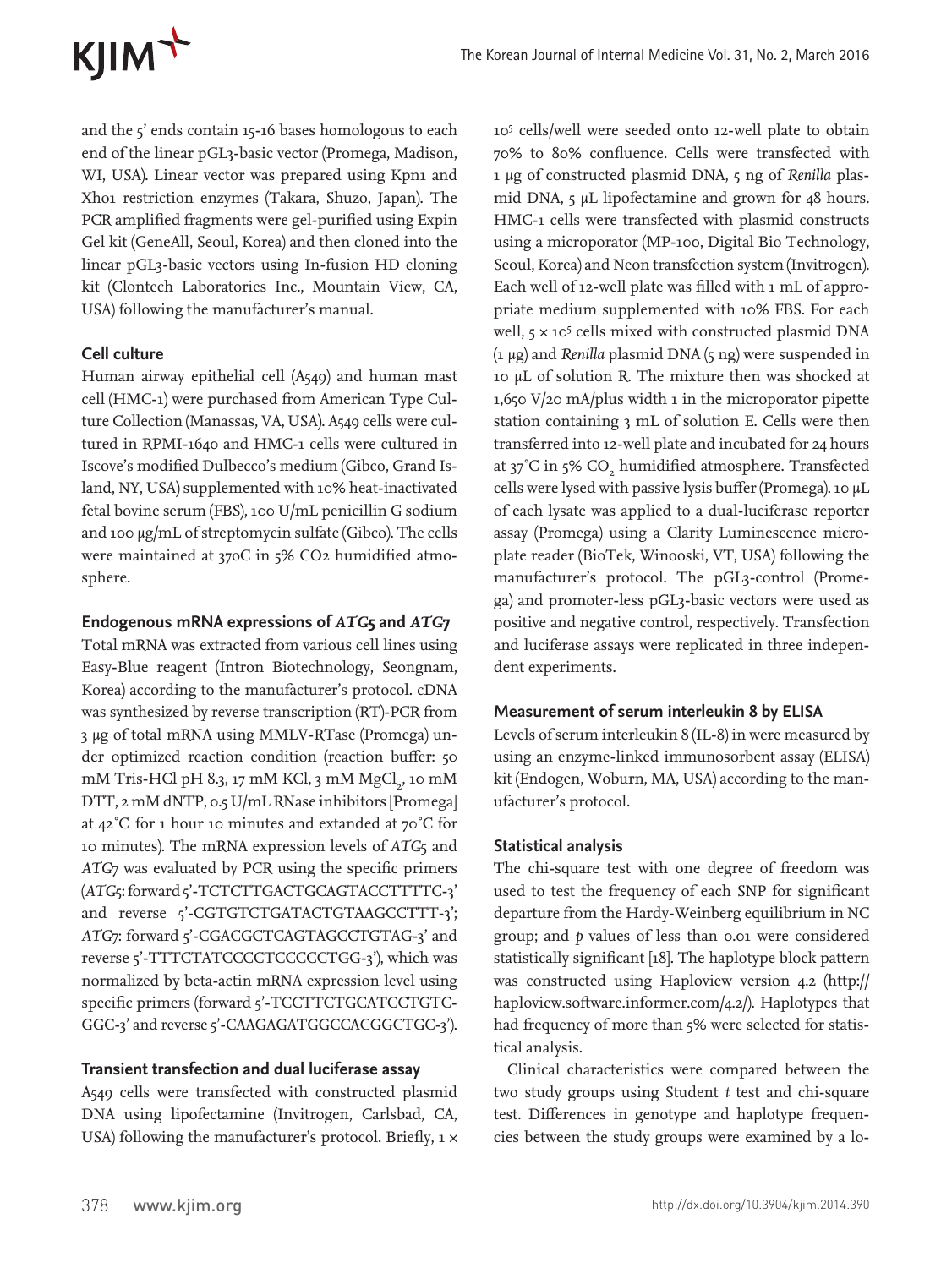and the 5' ends contain 15-16 bases homologous to each end of the linear pGL3-basic vector (Promega, Madison, WI, USA). Linear vector was prepared using Kpn1 and Xho1 restriction enzymes (Takara, Shuzo, Japan). The PCR amplified fragments were gel-purified using Expin Gel kit (GeneAll, Seoul, Korea) and then cloned into the linear pGL3-basic vectors using In-fusion HD cloning kit (Clontech Laboratories Inc., Mountain View, CA, USA) following the manufacturer's manual.

### Cell culture

Human airway epithelial cell (A549) and human mast cell (HMC-1) were purchased from American Type Culture Collection (Manassas, VA, USA). A549 cells were cultured in RPMI-1640 and HMC-1 cells were cultured in Iscove's modified Dulbecco's medium (Gibco, Grand Island, NY, USA) supplemented with 10% heat-inactivated fetal bovine serum (FBS), 100 U/mL penicillin G sodium and 100 μg/mL of streptomycin sulfate (Gibco). The cells were maintained at 370C in 5% CO2 humidified atmosphere.

### Endogenous mRNA expressions of *ATG5* and *ATG7*

Total mRNA was extracted from various cell lines using Easy-Blue reagent (Intron Biotechnology, Seongnam, Korea) according to the manufacturer's protocol. cDNA was synthesized by reverse transcription (RT)-PCR from 3 μg of total mRNA using MMLV-RTase (Promega) under optimized reaction condition (reaction buffer: 50 mM Tris-HCl pH 8.3, 17 mM KCl, 3 mM $MgCl_2$, 10 mM DTT, 2 mM dNTP, 0.5 U/mL RNase inhibitors [Promega] at 42°C for 1 hour 10 minutes and extended at 70°C for 10 minutes). The mRNA expression levels of *ATG5* and *ATG7* was evaluated by PCR using the specific primers (*ATG5*: forward 5'-TCTCTTGACTGCAGTACCTTTTC-3' and reverse 5'-CGTGTCTGATACTGTAAGCCTTT-3'; *ATG7*: forward 5'-CGACGCTCAGTAGCCTGTAG-3' and reverse 5'-TTTCTATCCCCTCCCCCTGG-3'), which was normalized by beta-actin mRNA expression level using specific primers (forward 5'-TCCTTCTGCATCCTGTCGGC-3' and reverse 5'-CAAGAGATGGCCACGGCTGC-3').

### Transient transfection and dual luciferase assay

A549 cells were transfected with constructed plasmid DNA using lipofectamine (Invitrogen, Carlsbad, CA, USA) following the manufacturer's protocol. Briefly, 1 × $10^5$ cells/well were seeded onto 12-well plate to obtain 70% to 80% confluence. Cells were transfected with 1 μg of constructed plasmid DNA, 5 ng of *Renilla* plasmid DNA, 5 μL lipofectamine and grown for 48 hours. HMC-1 cells were transfected with plasmid constructs using a microporator (MP-100, Digital Bio Technology, Seoul, Korea) and Neon transfection system (Invitrogen). Each well of 12-well plate was filled with 1 mL of appropriate medium supplemented with 10% FBS. For each well, 5 × $10^5$ cells mixed with constructed plasmid DNA (1 μg) and *Renilla* plasmid DNA (5 ng) were suspended in 10 μL of solution R. The mixture then was shocked at 1,650 V/20 mA/plus width 1 in the microporator pipette station containing 3 mL of solution E. Cells were then transferred into 12-well plate and incubated for 24 hours at 37°C in 5% $CO_2$ humidified atmosphere. Transfected cells were lysed with passive lysis buffer (Promega). 10 μL of each lysate was applied to a dual-luciferase reporter assay (Promega) using a Clarity Luminescence microplate reader (BioTek, Winooski, VT, USA) following the manufacturer's protocol. The pGL3-control (Promega) and promoter-less pGL3-basic vectors were used as positive and negative control, respectively. Transfection and luciferase assays were replicated in three independent experiments.

### Measurement of serum interleukin 8 by ELISA

Levels of serum interleukin 8 (IL-8) in were measured by using an enzyme-linked immunosorbent assay (ELISA) kit (Endogen, Woburn, MA, USA) according to the manufacturer's protocol.

### Statistical analysis

The chi-square test with one degree of freedom was used to test the frequency of each SNP for significant departure from the Hardy-Weinberg equilibrium in NC group; and *p* values of less than 0.01 were considered statistically significant [18]. The haplotype block pattern was constructed using Haploview version 4.2 (http://haploview.software.informer.com/4.2/). Haplotypes that had frequency of more than 5% were selected for statistical analysis.

Clinical characteristics were compared between the two study groups using Student *t* test and chi-square test. Differences in genotype and haplotype frequencies between the study groups were examined by a lo-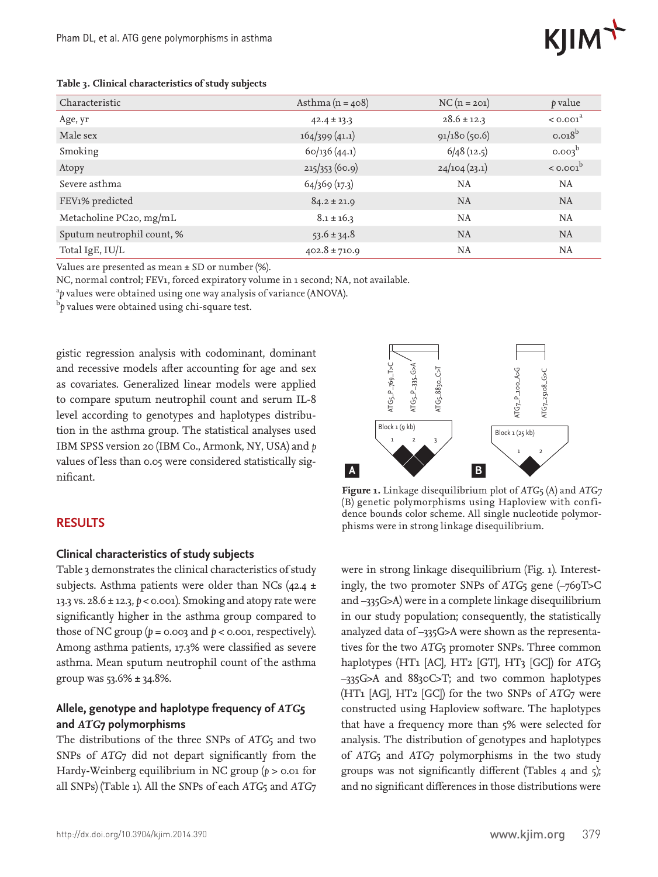**Table 3. Clinical characteristics of study subjects**

| Characteristic | Asthma (n = 408) | NC (n = 201) | p value |
|---|---|---|---|
| Age, yr | 42.4 ± 13.3 | 28.6 ± 12.3 | < 0.001[a] |
| Male sex | 164/399 (41.1) | 91/180 (50.6) | 0.018[b] |
| Smoking | 60/136 (44.1) | 6/48 (12.5) | 0.003[b] |
| Atopy | 215/353 (60.9) | 24/104 (23.1) | < 0.001[b] |
| Severe asthma | 64/369 (17.3) | NA | NA |
| FEV1% predicted | 84.2 ± 21.9 | NA | NA |
| Metacholine PC20, mg/mL | 8.1 ± 16.3 | NA | NA |
| Sputum neutrophil count, % | 53.6 ± 34.8 | NA | NA |
| Total IgE, IU/L | 402.8 ± 710.9 | NA | NA |

Values are presented as mean ± SD or number (%).

NC, normal control; FEV1, forced expiratory volume in 1 second; NA, not available.

[a] p values were obtained using one way analysis of variance (ANOVA).

[b] p values were obtained using chi-square test.

gistic regression analysis with codominant, dominant and recessive models after accounting for age and sex as covariates. Generalized linear models were applied to compare sputum neutrophil count and serum IL-8 level according to genotypes and haplotypes distribution in the asthma group. The statistical analyses used IBM SPSS version 20 (IBM Co., Armonk, NY, USA) and p values of less than 0.05 were considered statistically significant.

## RESULTS

### Clinical characteristics of study subjects

Table 3 demonstrates the clinical characteristics of study subjects. Asthma patients were older than NCs (42.4 ± 13.3 vs. 28.6 ± 12.3, $p < 0.001$). Smoking and atopy rate were significantly higher in the asthma group compared to those of NC group ($p = 0.003$ and $p < 0.001$, respectively). Among asthma patients, 17.3% were classified as severe asthma. Mean sputum neutrophil count of the asthma group was 53.6% ± 34.8%.

### Allele, genotype and haplotype frequency of *ATG5* and *ATG7* polymorphisms

The distributions of the three SNPs of *ATG5* and two SNPs of *ATG7* did not depart significantly from the Hardy-Weinberg equilibrium in NC group ($p > 0.01$ for all SNPs) (Table 1). All the SNPs of each *ATG5* and *ATG7* were in strong linkage disequilibrium (Fig. 1). Interestingly, the two promoter SNPs of *ATG5* gene (–769T>C and –335G>A) were in a complete linkage disequilibrium in our study population; consequently, the statistically analyzed data of –335G>A were shown as the representatives for the two *ATG5* promoter SNPs. Three common haplotypes (HT1 [AC], HT2 [GT], HT3 [GC]) for *ATG5* –335G>A and 8830C>T; and two common haplotypes (HT1 [AG], HT2 [GC]) for the two SNPs of *ATG7* were constructed using Haploview software. The haplotypes that have a frequency more than 5% were selected for analysis. The distribution of genotypes and haplotypes of *ATG5* and *ATG7* polymorphisms in the two study groups was not significantly different (Tables 4 and 5); and no significant differences in those distributions were

**Figure 1.** Linkage disequilibrium plot of *ATG5* (A) and *ATG7* (B) genetic polymorphisms using Haploview with confidence bounds color scheme. All single nucleotide polymorphisms were in strong linkage disequilibrium.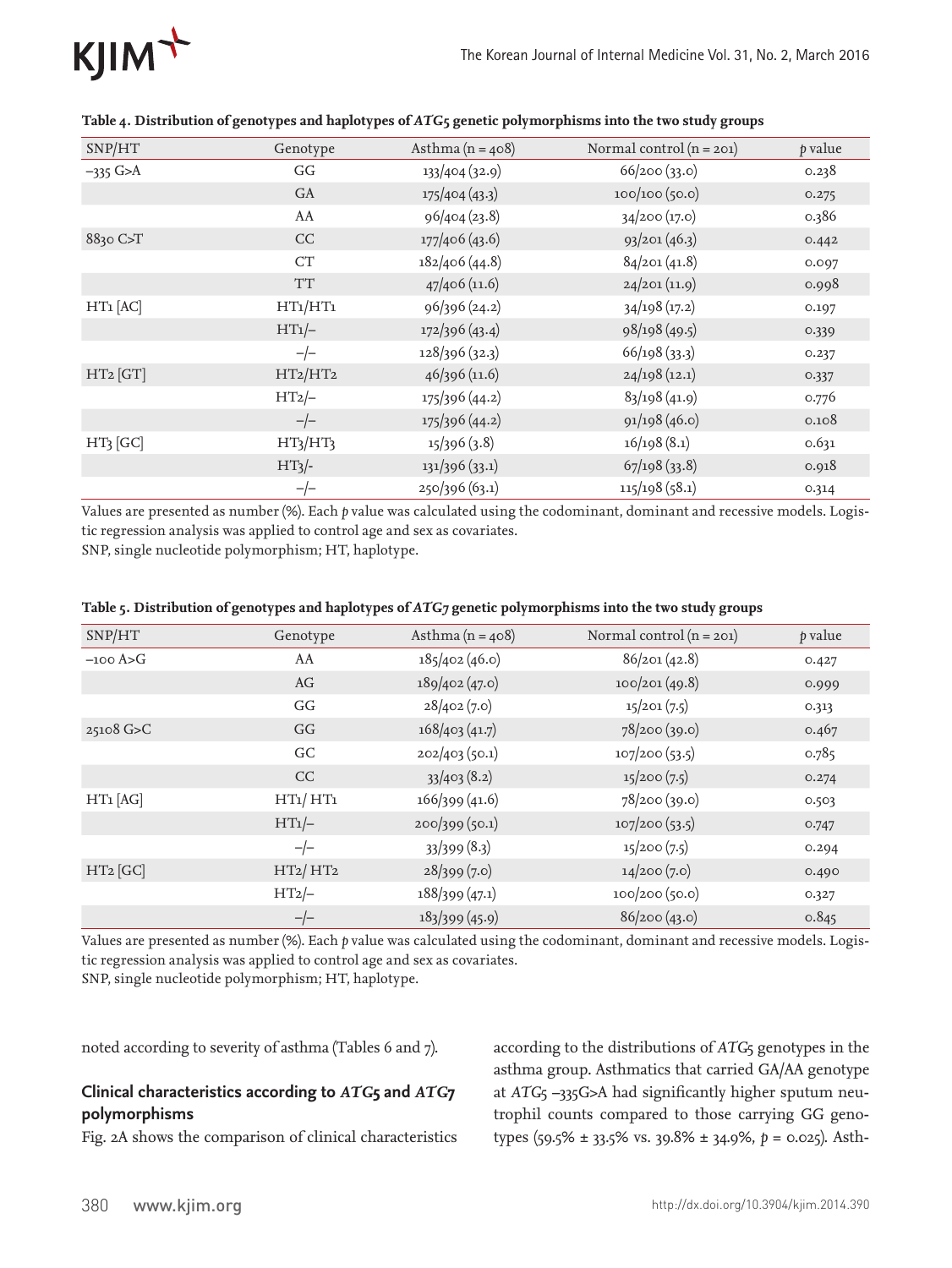**Table 4. Distribution of genotypes and haplotypes of *ATG5* genetic polymorphisms into the two study groups**

| SNP/HT | Genotype | Asthma (n = 408) | Normal control (n = 201) | *p* value |
|---|---|---|---|---|
| –335 G>A | GG | 133/404 (32.9) | 66/200 (33.0) | 0.238 |
| | GA | 175/404 (43.3) | 100/100 (50.0) | 0.275 |
| | AA | 96/404 (23.8) | 34/200 (17.0) | 0.386 |
| 8830 C>T | CC | 177/406 (43.6) | 93/201 (46.3) | 0.442 |
| | CT | 182/406 (44.8) | 84/201 (41.8) | 0.097 |
| | TT | 47/406 (11.6) | 24/201 (11.9) | 0.998 |
| HT1 [AC] | HT1/HT1 | 96/396 (24.2) | 34/198 (17.2) | 0.197 |
| | HT1/– | 172/396 (43.4) | 98/198 (49.5) | 0.339 |
| | –/– | 128/396 (32.3) | 66/198 (33.3) | 0.237 |
| HT2 [GT] | HT2/HT2 | 46/396 (11.6) | 24/198 (12.1) | 0.337 |
| | HT2/– | 175/396 (44.2) | 83/198 (41.9) | 0.776 |
| | –/– | 175/396 (44.2) | 91/198 (46.0) | 0.108 |
| HT3 [GC] | HT3/HT3 | 15/396 (3.8) | 16/198 (8.1) | 0.631 |
| | HT3/- | 131/396 (33.1) | 67/198 (33.8) | 0.918 |
| | –/– | 250/396 (63.1) | 115/198 (58.1) | 0.314 |

Values are presented as number (%). Each *p* value was calculated using the codominant, dominant and recessive models. Logistic regression analysis was applied to control age and sex as covariates.
SNP, single nucleotide polymorphism; HT, haplotype.

**Table 5. Distribution of genotypes and haplotypes of *ATG7* genetic polymorphisms into the two study groups**

| SNP/HT | Genotype | Asthma (n = 408) | Normal control (n = 201) | *p* value |
|---|---|---|---|---|
| –100 A>G | AA | 185/402 (46.0) | 86/201 (42.8) | 0.427 |
| | AG | 189/402 (47.0) | 100/201 (49.8) | 0.999 |
| | GG | 28/402 (7.0) | 15/201 (7.5) | 0.313 |
| 25108 G>C | GG | 168/403 (41.7) | 78/200 (39.0) | 0.467 |
| | GC | 202/403 (50.1) | 107/200 (53.5) | 0.785 |
| | CC | 33/403 (8.2) | 15/200 (7.5) | 0.274 |
| HT1 [AG] | HT1/ HT1 | 166/399 (41.6) | 78/200 (39.0) | 0.503 |
| | HT1/– | 200/399 (50.1) | 107/200 (53.5) | 0.747 |
| | –/– | 33/399 (8.3) | 15/200 (7.5) | 0.294 |
| HT2 [GC] | HT2/ HT2 | 28/399 (7.0) | 14/200 (7.0) | 0.490 |
| | HT2/– | 188/399 (47.1) | 100/200 (50.0) | 0.327 |
| | –/– | 183/399 (45.9) | 86/200 (43.0) | 0.845 |

Values are presented as number (%). Each *p* value was calculated using the codominant, dominant and recessive models. Logistic regression analysis was applied to control age and sex as covariates.
SNP, single nucleotide polymorphism; HT, haplotype.

noted according to severity of asthma (Tables 6 and 7).

### Clinical characteristics according to *ATG5* and *ATG7* polymorphisms

Fig. 2A shows the comparison of clinical characteristics according to the distributions of *ATG5* genotypes in the asthma group. Asthmatics that carried GA/AA genotype at *ATG5* –335G>A had significantly higher sputum neutrophil counts compared to those carrying GG genotypes (59.5% ± 33.5% vs. 39.8% ± 34.9%, $p = 0.025$). Asth-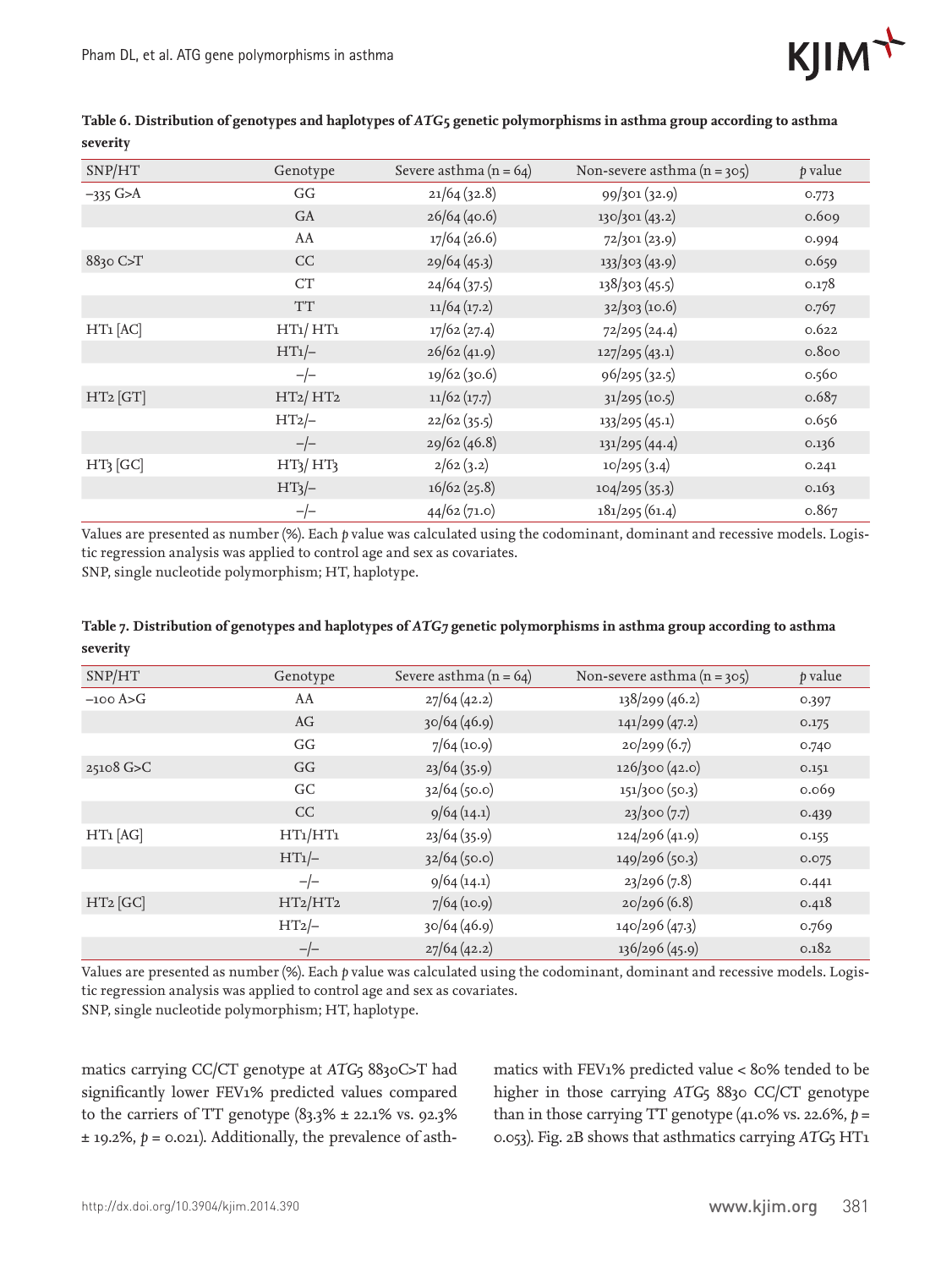**Table 6. Distribution of genotypes and haplotypes of *ATG5* genetic polymorphisms in asthma group according to asthma severity**

| SNP/HT | Genotype | Severe asthma (n = 64) | Non-severe asthma (n = 305) | *p* value |
|---|---|---|---|---|
| –335 G>A | GG | 21/64 (32.8) | 99/301 (32.9) | 0.773 |
| | GA | 26/64 (40.6) | 130/301 (43.2) | 0.609 |
| | AA | 17/64 (26.6) | 72/301 (23.9) | 0.994 |
| 8830 C>T | CC | 29/64 (45.3) | 133/303 (43.9) | 0.659 |
| | CT | 24/64 (37.5) | 138/303 (45.5) | 0.178 |
| | TT | 11/64 (17.2) | 32/303 (10.6) | 0.767 |
| HT1 [AC] | HT1/ HT1 | 17/62 (27.4) | 72/295 (24.4) | 0.622 |
| | HT1/– | 26/62 (41.9) | 127/295 (43.1) | 0.800 |
| | –/– | 19/62 (30.6) | 96/295 (32.5) | 0.560 |
| HT2 [GT] | HT2/ HT2 | 11/62 (17.7) | 31/295 (10.5) | 0.687 |
| | HT2/– | 22/62 (35.5) | 133/295 (45.1) | 0.656 |
| | –/– | 29/62 (46.8) | 131/295 (44.4) | 0.136 |
| HT3 [GC] | HT3/ HT3 | 2/62 (3.2) | 10/295 (3.4) | 0.241 |
| | HT3/– | 16/62 (25.8) | 104/295 (35.3) | 0.163 |
| | –/– | 44/62 (71.0) | 181/295 (61.4) | 0.867 |

Values are presented as number (%). Each *p* value was calculated using the codominant, dominant and recessive models. Logistic regression analysis was applied to control age and sex as covariates.
SNP, single nucleotide polymorphism; HT, haplotype.

**Table 7. Distribution of genotypes and haplotypes of *ATG7* genetic polymorphisms in asthma group according to asthma severity**

| SNP/HT | Genotype | Severe asthma (n = 64) | Non-severe asthma (n = 305) | *p* value |
|---|---|---|---|---|
| –100 A>G | AA | 27/64 (42.2) | 138/299 (46.2) | 0.397 |
| | AG | 30/64 (46.9) | 141/299 (47.2) | 0.175 |
| | GG | 7/64 (10.9) | 20/299 (6.7) | 0.740 |
| 25108 G>C | GG | 23/64 (35.9) | 126/300 (42.0) | 0.151 |
| | GC | 32/64 (50.0) | 151/300 (50.3) | 0.069 |
| | CC | 9/64 (14.1) | 23/300 (7.7) | 0.439 |
| HT1 [AG] | HT1/HT1 | 23/64 (35.9) | 124/296 (41.9) | 0.155 |
| | HT1/– | 32/64 (50.0) | 149/296 (50.3) | 0.075 |
| | –/– | 9/64 (14.1) | 23/296 (7.8) | 0.441 |
| HT2 [GC] | HT2/HT2 | 7/64 (10.9) | 20/296 (6.8) | 0.418 |
| | HT2/– | 30/64 (46.9) | 140/296 (47.3) | 0.769 |
| | –/– | 27/64 (42.2) | 136/296 (45.9) | 0.182 |

Values are presented as number (%). Each *p* value was calculated using the codominant, dominant and recessive models. Logistic regression analysis was applied to control age and sex as covariates.
SNP, single nucleotide polymorphism; HT, haplotype.

matics carrying CC/CT genotype at *ATG5* 8830C>T had significantly lower FEV1% predicted values compared to the carriers of TT genotype (83.3% ± 22.1% vs. 92.3% ± 19.2%, $p = 0.021$). Additionally, the prevalence of asthmatics with FEV1% predicted value < 80% tended to be higher in those carrying *ATG5* 8830 CC/CT genotype than in those carrying TT genotype (41.0% vs. 22.6%, $p = 0.053$). Fig. 2B shows that asthmatics carrying *ATG5* HT1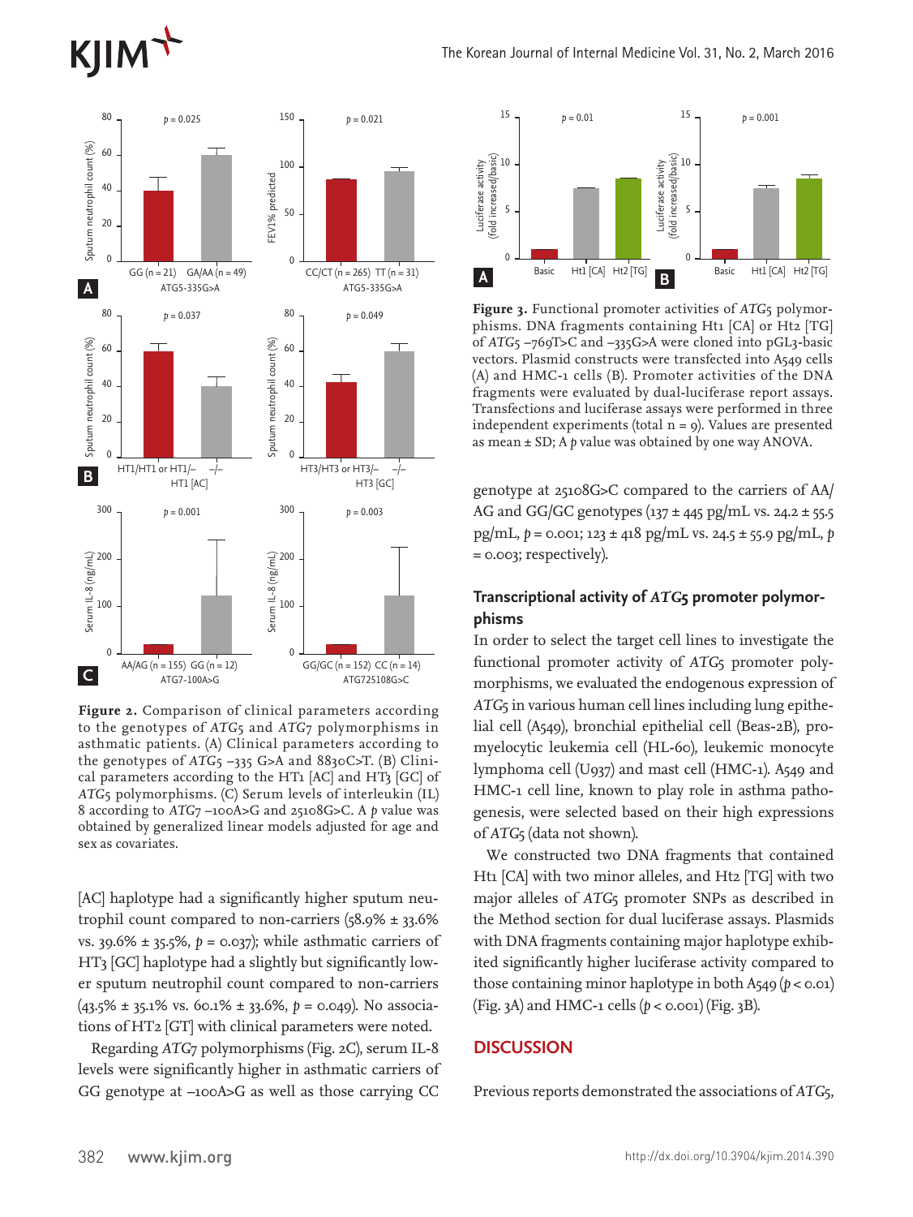Figure 2. Comparison of clinical parameters according to the genotypes of *ATG5* and *ATG7* polymorphisms in asthmatic patients. (A) Clinical parameters according to the genotypes of *ATG5* –335 G>A and 8830C>T. (B) Clinical parameters according to the HT1 [AC] and HT3 [GC] of *ATG5* polymorphisms. (C) Serum levels of interleukin (IL) 8 according to *ATG7* –100A>G and 25108G>C. A *p* value was obtained by generalized linear models adjusted for age and sex as covariates.

[AC] haplotype had a significantly higher sputum neutrophil count compared to non-carriers (58.9% ± 33.6% vs. 39.6% ± 35.5%, $p = 0.037$); while asthmatic carriers of HT3 [GC] haplotype had a slightly but significantly lower sputum neutrophil count compared to non-carriers (43.5% ± 35.1% vs. 60.1% ± 33.6%, $p = 0.049$). No associations of HT2 [GT] with clinical parameters were noted.

Regarding *ATG7* polymorphisms (Fig. 2C), serum IL-8 levels were significantly higher in asthmatic carriers of GG genotype at –100A>G as well as those carrying CC genotype at 25108G>C compared to the carriers of AA/AG and GG/GC genotypes (137 ± 445 pg/mL vs. 24.2 ± 55.5 pg/mL, $p = 0.001$; 123 ± 418 pg/mL vs. 24.5 ± 55.9 pg/mL, $p = 0.003$; respectively).

Figure 3. Functional promoter activities of *ATG5* polymorphisms. DNA fragments containing Ht1 [CA] or Ht2 [TG] of *ATG5* –769T>C and –335G>A were cloned into pGL3-basic vectors. Plasmid constructs were transfected into A549 cells (A) and HMC-1 cells (B). Promoter activities of the DNA fragments were evaluated by dual-luciferase report assays. Transfections and luciferase assays were performed in three independent experiments (total n = 9). Values are presented as mean ± SD; A *p* value was obtained by one way ANOVA.

### Transcriptional activity of *ATG5* promoter polymorphisms

In order to select the target cell lines to investigate the functional promoter activity of *ATG5* promoter polymorphisms, we evaluated the endogenous expression of *ATG5* in various human cell lines including lung epithelial cell (A549), bronchial epithelial cell (Beas-2B), promyelocytic leukemia cell (HL-60), leukemic monocyte lymphoma cell (U937) and mast cell (HMC-1). A549 and HMC-1 cell line, known to play role in asthma pathogenesis, were selected based on their high expressions of *ATG5* (data not shown).

We constructed two DNA fragments that contained Ht1 [CA] with two minor alleles, and Ht2 [TG] with two major alleles of *ATG5* promoter SNPs as described in the Method section for dual luciferase assays. Plasmids with DNA fragments containing major haplotype exhibited significantly higher luciferase activity compared to those containing minor haplotype in both A549 ($p < 0.01$) (Fig. 3A) and HMC-1 cells ($p < 0.001$) (Fig. 3B).

## DISCUSSION

Previous reports demonstrated the associations of *ATG5*,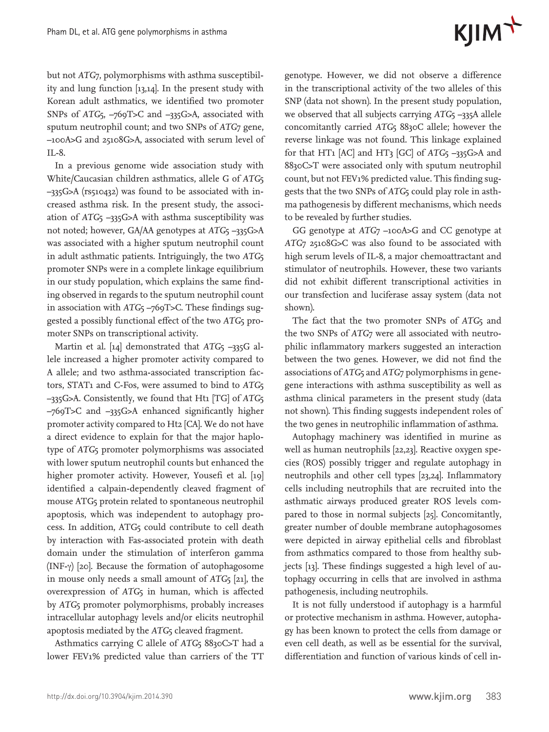but not *ATG7*, polymorphisms with asthma susceptibility and lung function [13,14]. In the present study with Korean adult asthmatics, we identified two promoter SNPs of *ATG5*, –769T>C and –335G>A, associated with sputum neutrophil count; and two SNPs of *ATG7* gene, –100A>G and 25108G>A, associated with serum level of IL-8.

In a previous genome wide association study with White/Caucasian children asthmatics, allele G of *ATG5* –335G>A (rs510432) was found to be associated with increased asthma risk. In the present study, the association of *ATG5* –335G>A with asthma susceptibility was not noted; however, GA/AA genotypes at *ATG5* –335G>A was associated with a higher sputum neutrophil count in adult asthmatic patients. Intriguingly, the two *ATG5* promoter SNPs were in a complete linkage equilibrium in our study population, which explains the same finding observed in regards to the sputum neutrophil count in association with *ATG5* –769T>C. These findings suggested a possibly functional effect of the two *ATG5* promoter SNPs on transcriptional activity.

Martin et al. [14] demonstrated that *ATG5* –335G allele increased a higher promoter activity compared to A allele; and two asthma-associated transcription factors, STAT1 and C-Fos, were assumed to bind to *ATG5* –335G>A. Consistently, we found that Ht1 [TG] of *ATG5* –769T>C and –335G>A enhanced significantly higher promoter activity compared to Ht2 [CA]. We do not have a direct evidence to explain for that the major haplotype of *ATG5* promoter polymorphisms was associated with lower sputum neutrophil counts but enhanced the higher promoter activity. However, Yousefi et al. [19] identified a calpain-dependently cleaved fragment of mouse ATG5 protein related to spontaneous neutrophil apoptosis, which was independent to autophagy process. In addition, ATG5 could contribute to cell death by interaction with Fas-associated protein with death domain under the stimulation of interferon gamma (INF-γ) [20]. Because the formation of autophagosome in mouse only needs a small amount of *ATG5* [21], the overexpression of *ATG5* in human, which is affected by *ATG5* promoter polymorphisms, probably increases intracellular autophagy levels and/or elicits neutrophil apoptosis mediated by the *ATG5* cleaved fragment.

Asthmatics carrying C allele of *ATG5* 8830C>T had a lower FEV1% predicted value than carriers of the TT genotype. However, we did not observe a difference in the transcriptional activity of the two alleles of this SNP (data not shown). In the present study population, we observed that all subjects carrying *ATG5* –335A allele concomitantly carried *ATG5* 8830C allele; however the reverse linkage was not found. This linkage explained for that HT1 [AC] and HT3 [GC] of *ATG5* –335G>A and 8830C>T were associated only with sputum neutrophil count, but not FEV1% predicted value. This finding suggests that the two SNPs of *ATG5* could play role in asthma pathogenesis by different mechanisms, which needs to be revealed by further studies.

GG genotype at *ATG7* –100A>G and CC genotype at *ATG7* 25108G>C was also found to be associated with high serum levels of IL-8, a major chemoattractant and stimulator of neutrophils. However, these two variants did not exhibit different transcriptional activities in our transfection and luciferase assay system (data not shown).

The fact that the two promoter SNPs of *ATG5* and the two SNPs of *ATG7* were all associated with neutrophilic inflammatory markers suggested an interaction between the two genes. However, we did not find the associations of *ATG5* and *ATG7* polymorphisms in gene-gene interactions with asthma susceptibility as well as asthma clinical parameters in the present study (data not shown). This finding suggests independent roles of the two genes in neutrophilic inflammation of asthma.

Autophagy machinery was identified in murine as well as human neutrophils [22,23]. Reactive oxygen species (ROS) possibly trigger and regulate autophagy in neutrophils and other cell types [23,24]. Inflammatory cells including neutrophils that are recruited into the asthmatic airways produced greater ROS levels compared to those in normal subjects [25]. Concomitantly, greater number of double membrane autophagosomes were depicted in airway epithelial cells and fibroblast from asthmatics compared to those from healthy subjects [13]. These findings suggested a high level of autophagy occurring in cells that are involved in asthma pathogenesis, including neutrophils.

It is not fully understood if autophagy is a harmful or protective mechanism in asthma. However, autophagy has been known to protect the cells from damage or even cell death, as well as be essential for the survival, differentiation and function of various kinds of cell in-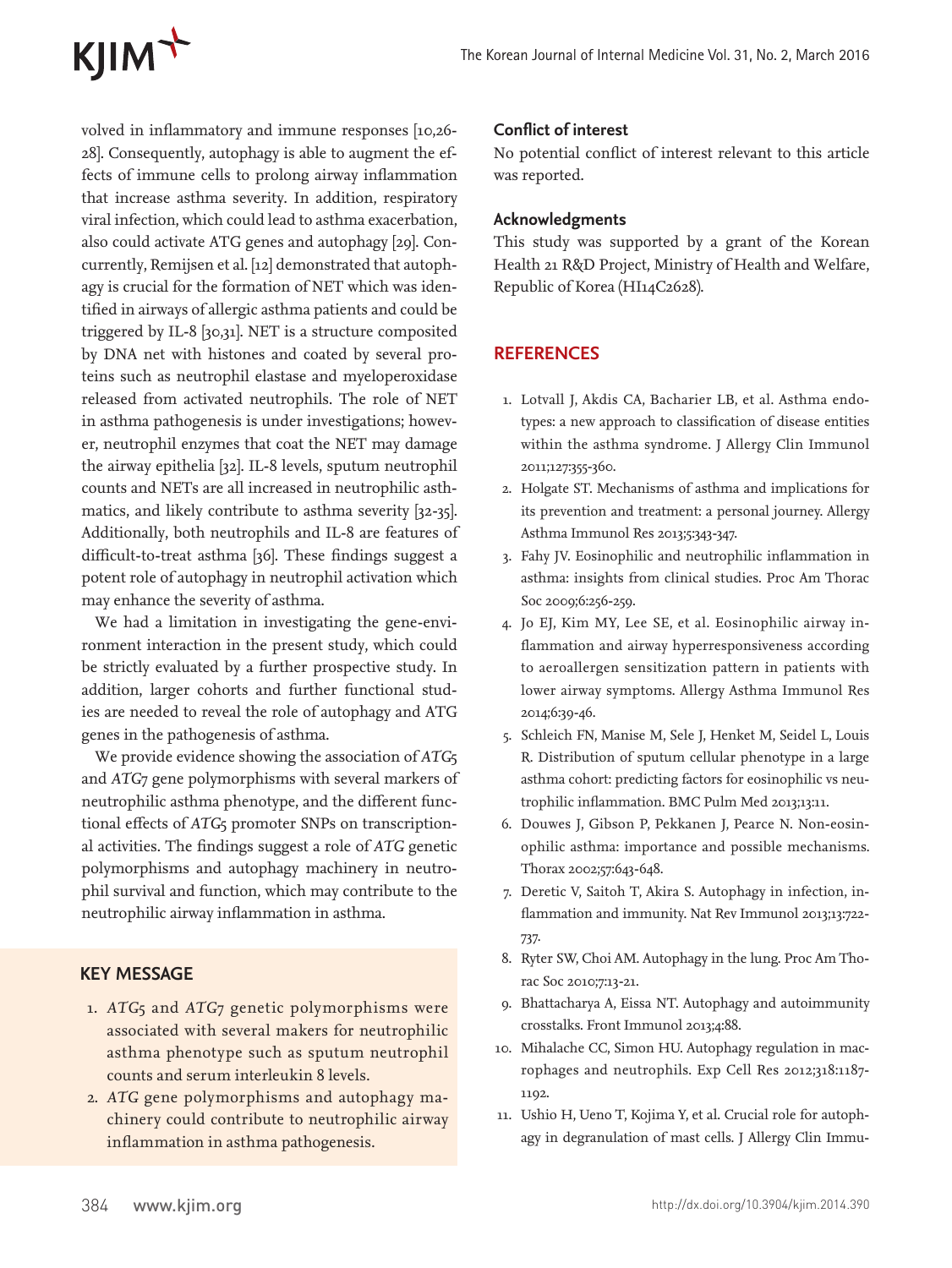volved in inflammatory and immune responses [10,26-28]. Consequently, autophagy is able to augment the effects of immune cells to prolong airway inflammation that increase asthma severity. In addition, respiratory viral infection, which could lead to asthma exacerbation, also could activate ATG genes and autophagy [29]. Concurrently, Remijsen et al. [12] demonstrated that autophagy is crucial for the formation of NET which was identified in airways of allergic asthma patients and could be triggered by IL-8 [30,31]. NET is a structure composited by DNA net with histones and coated by several proteins such as neutrophil elastase and myeloperoxidase released from activated neutrophils. The role of NET in asthma pathogenesis is under investigations; however, neutrophil enzymes that coat the NET may damage the airway epithelia [32]. IL-8 levels, sputum neutrophil counts and NETs are all increased in neutrophilic asthmatics, and likely contribute to asthma severity [32-35]. Additionally, both neutrophils and IL-8 are features of difficult-to-treat asthma [36]. These findings suggest a potent role of autophagy in neutrophil activation which may enhance the severity of asthma.

We had a limitation in investigating the gene-environment interaction in the present study, which could be strictly evaluated by a further prospective study. In addition, larger cohorts and further functional studies are needed to reveal the role of autophagy and ATG genes in the pathogenesis of asthma.

We provide evidence showing the association of *ATG5* and *ATG7* gene polymorphisms with several markers of neutrophilic asthma phenotype, and the different functional effects of *ATG5* promoter SNPs on transcriptional activities. The findings suggest a role of *ATG* genetic polymorphisms and autophagy machinery in neutrophil survival and function, which may contribute to the neutrophilic airway inflammation in asthma.

## KEY MESSAGE

1. *ATG5* and *ATG7* genetic polymorphisms were associated with several makers for neutrophilic asthma phenotype such as sputum neutrophil counts and serum interleukin 8 levels.
2. *ATG* gene polymorphisms and autophagy machinery could contribute to neutrophilic airway inflammation in asthma pathogenesis.

### Conflict of interest

No potential conflict of interest relevant to this article was reported.

### Acknowledgments

This study was supported by a grant of the Korean Health 21 R&D Project, Ministry of Health and Welfare, Republic of Korea (HI14C2628).

## REFERENCES

1. Lotvall J, Akdis CA, Bacharier LB, et al. Asthma endotypes: a new approach to classification of disease entities within the asthma syndrome. J Allergy Clin Immunol 2011;127:355-360.
2. Holgate ST. Mechanisms of asthma and implications for its prevention and treatment: a personal journey. Allergy Asthma Immunol Res 2013;5:343-347.
3. Fahy JV. Eosinophilic and neutrophilic inflammation in asthma: insights from clinical studies. Proc Am Thorac Soc 2009;6:256-259.
4. Jo EJ, Kim MY, Lee SE, et al. Eosinophilic airway inflammation and airway hyperresponsiveness according to aeroallergen sensitization pattern in patients with lower airway symptoms. Allergy Asthma Immunol Res 2014;6:39-46.
5. Schleich FN, Manise M, Sele J, Henket M, Seidel L, Louis R. Distribution of sputum cellular phenotype in a large asthma cohort: predicting factors for eosinophilic vs neutrophilic inflammation. BMC Pulm Med 2013;13:11.
6. Douwes J, Gibson P, Pekkanen J, Pearce N. Non-eosinophilic asthma: importance and possible mechanisms. Thorax 2002;57:643-648.
7. Deretic V, Saitoh T, Akira S. Autophagy in infection, inflammation and immunity. Nat Rev Immunol 2013;13:722-737.
8. Ryter SW, Choi AM. Autophagy in the lung. Proc Am Thorac Soc 2010;7:13-21.
9. Bhattacharya A, Eissa NT. Autophagy and autoimmunity crosstalks. Front Immunol 2013;4:88.
10. Mihalache CC, Simon HU. Autophagy regulation in macrophages and neutrophils. Exp Cell Res 2012;318:1187-1192.
11. Ushio H, Ueno T, Kojima Y, et al. Crucial role for autophagy in degranulation of mast cells. J Allergy Clin Immu-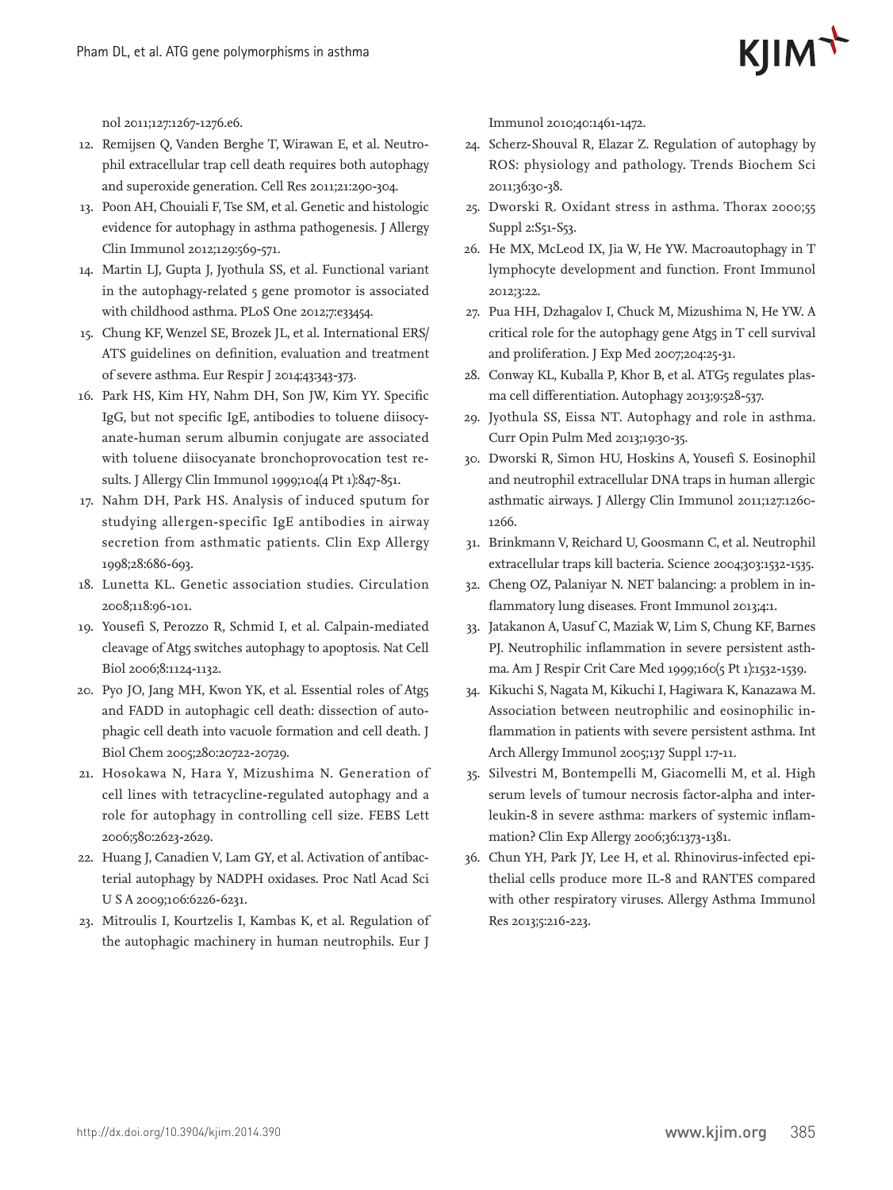nol 2011;127:1267-1276.e6.

12. Remijsen Q, Vanden Berghe T, Wirawan E, et al. Neutrophil extracellular trap cell death requires both autophagy and superoxide generation. Cell Res 2011;21:290-304.
13. Poon AH, Chouiali F, Tse SM, et al. Genetic and histologic evidence for autophagy in asthma pathogenesis. J Allergy Clin Immunol 2012;129:569-571.
14. Martin LJ, Gupta J, Jyothula SS, et al. Functional variant in the autophagy-related 5 gene promotor is associated with childhood asthma. PLoS One 2012;7:e33454.
15. Chung KF, Wenzel SE, Brozek JL, et al. International ERS/ATS guidelines on definition, evaluation and treatment of severe asthma. Eur Respir J 2014;43:343-373.
16. Park HS, Kim HY, Nahm DH, Son JW, Kim YY. Specific IgG, but not specific IgE, antibodies to toluene diisocyanate-human serum albumin conjugate are associated with toluene diisocyanate bronchoprovocation test results. J Allergy Clin Immunol 1999;104(4 Pt 1):847-851.
17. Nahm DH, Park HS. Analysis of induced sputum for studying allergen-specific IgE antibodies in airway secretion from asthmatic patients. Clin Exp Allergy 1998;28:686-693.
18. Lunetta KL. Genetic association studies. Circulation 2008;118:96-101.
19. Yousefi S, Perozzo R, Schmid I, et al. Calpain-mediated cleavage of Atg5 switches autophagy to apoptosis. Nat Cell Biol 2006;8:1124-1132.
20. Pyo JO, Jang MH, Kwon YK, et al. Essential roles of Atg5 and FADD in autophagic cell death: dissection of autophagic cell death into vacuole formation and cell death. J Biol Chem 2005;280:20722-20729.
21. Hosokawa N, Hara Y, Mizushima N. Generation of cell lines with tetracycline-regulated autophagy and a role for autophagy in controlling cell size. FEBS Lett 2006;580:2623-2629.
22. Huang J, Canadien V, Lam GY, et al. Activation of antibacterial autophagy by NADPH oxidases. Proc Natl Acad Sci U S A 2009;106:6226-6231.
23. Mitroulis I, Kourtzelis I, Kambas K, et al. Regulation of the autophagic machinery in human neutrophils. Eur J Immunol 2010;40:1461-1472.
24. Scherz-Shouval R, Elazar Z. Regulation of autophagy by ROS: physiology and pathology. Trends Biochem Sci 2011;36:30-38.
25. Dworski R. Oxidant stress in asthma. Thorax 2000;55 Suppl 2:S51-S53.
26. He MX, McLeod IX, Jia W, He YW. Macroautophagy in T lymphocyte development and function. Front Immunol 2012;3:22.
27. Pua HH, Dzhagalov I, Chuck M, Mizushima N, He YW. A critical role for the autophagy gene Atg5 in T cell survival and proliferation. J Exp Med 2007;204:25-31.
28. Conway KL, Kuballa P, Khor B, et al. ATG5 regulates plasma cell differentiation. Autophagy 2013;9:528-537.
29. Jyothula SS, Eissa NT. Autophagy and role in asthma. Curr Opin Pulm Med 2013;19:30-35.
30. Dworski R, Simon HU, Hoskins A, Yousefi S. Eosinophil and neutrophil extracellular DNA traps in human allergic asthmatic airways. J Allergy Clin Immunol 2011;127:1260-1266.
31. Brinkmann V, Reichard U, Goosmann C, et al. Neutrophil extracellular traps kill bacteria. Science 2004;303:1532-1535.
32. Cheng OZ, Palaniyar N. NET balancing: a problem in inflammatory lung diseases. Front Immunol 2013;4:1.
33. Jatakanon A, Uasuf C, Maziak W, Lim S, Chung KF, Barnes PJ. Neutrophilic inflammation in severe persistent asthma. Am J Respir Crit Care Med 1999;160(5 Pt 1):1532-1539.
34. Kikuchi S, Nagata M, Kikuchi I, Hagiwara K, Kanazawa M. Association between neutrophilic and eosinophilic inflammation in patients with severe persistent asthma. Int Arch Allergy Immunol 2005;137 Suppl 1:7-11.
35. Silvestri M, Bontempelli M, Giacomelli M, et al. High serum levels of tumour necrosis factor-alpha and interleukin-8 in severe asthma: markers of systemic inflammation? Clin Exp Allergy 2006;36:1373-1381.
36. Chun YH, Park JY, Lee H, et al. Rhinovirus-infected epithelial cells produce more IL-8 and RANTES compared with other respiratory viruses. Allergy Asthma Immunol Res 2013;5:216-223.